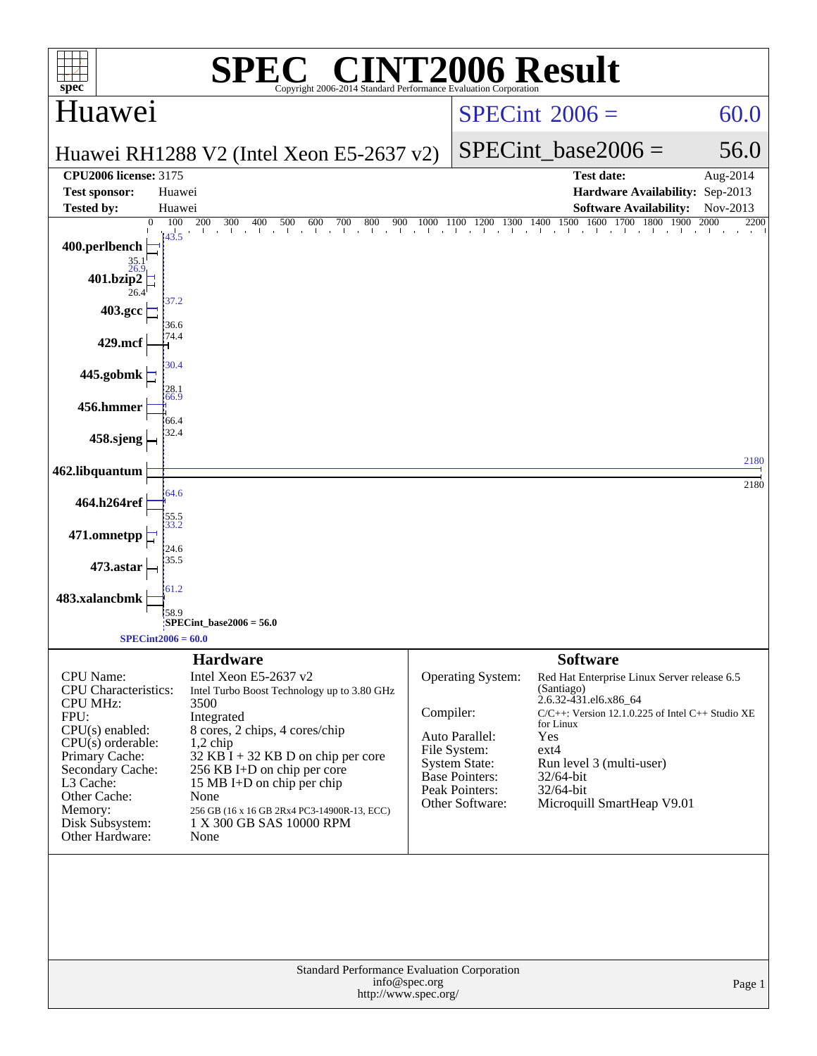# SPEC® CINT2006 Result

Copyright 2006-2014 Standard Performance Evaluation Corporation

## Huawei

**Huawei RH1288 V2 (Intel Xeon E5-2637 v2)**

SPECint 2006 = 60.0

SPECint_base2006 = 56.0

| | | | |
|---|---|---|---|
| **CPU2006 license:** 3175 | | **Test date:** | Aug-2014 |
| **Test sponsor:** | Huawei | **Hardware Availability:** | Sep-2013 |
| **Tested by:** | Huawei | **Software Availability:** | Nov-2013 |

| Benchmark | Peak | Base |
|---|---|---|
| 400.perlbench | 43.5 | 35.1 |
| 401.bzip2 | 26.9 | 26.4 |
| 403.gcc | 37.2 | 36.6 |
| 429.mcf | 74.4 | |
| 445.gobmk | 30.4 | 28.1 |
| 456.hmmer | 66.9 | 66.4 |
| 458.sjeng | 32.4 | |
| 462.libquantum | 2180 | 2180 |
| 464.h264ref | 64.6 | 55.5 |
| 471.omnetpp | 33.2 | 24.6 |
| 473.astar | 35.5 | |
| 483.xalancbmk | 61.2 | 58.9 |

SPECint_base2006 = 56.0

SPECint2006 = 60.0

### Hardware

| | |
|---|---|
| CPU Name: | Intel Xeon E5-2637 v2 |
| CPU Characteristics: | Intel Turbo Boost Technology up to 3.80 GHz |
| CPU MHz: | 3500 |
| FPU: | Integrated |
| CPU(s) enabled: | 8 cores, 2 chips, 4 cores/chip |
| CPU(s) orderable: | 1,2 chip |
| Primary Cache: | 32 KB I + 32 KB D on chip per core |
| Secondary Cache: | 256 KB I+D on chip per core |
| L3 Cache: | 15 MB I+D on chip per chip |
| Other Cache: | None |
| Memory: | 256 GB (16 x 16 GB 2Rx4 PC3-14900R-13, ECC) |
| Disk Subsystem: | 1 X 300 GB SAS 10000 RPM |
| Other Hardware: | None |

### Software

| | |
|---|---|
| Operating System: | Red Hat Enterprise Linux Server release 6.5 (Santiago) 2.6.32-431.el6.x86_64 |
| Compiler: | C/C++: Version 12.1.0.225 of Intel C++ Studio XE for Linux |
| Auto Parallel: | Yes |
| File System: | ext4 |
| System State: | Run level 3 (multi-user) |
| Base Pointers: | 32/64-bit |
| Peak Pointers: | 32/64-bit |
| Other Software: | Microquill SmartHeap V9.01 |

Standard Performance Evaluation Corporation
info@spec.org
http://www.spec.org/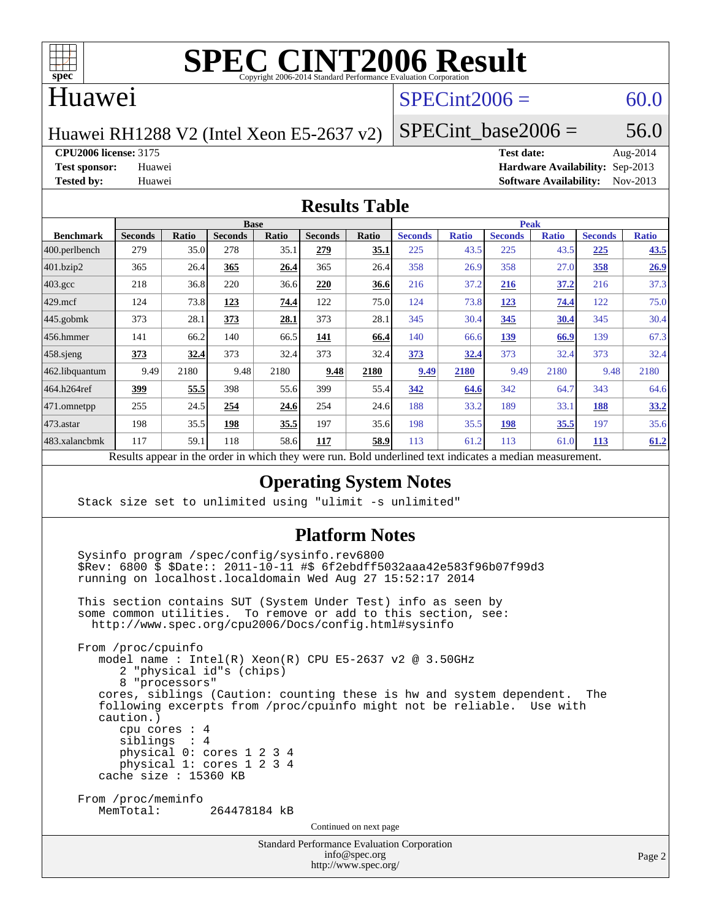# SPEC CINT2006 Result

Copyright 2006-2014 Standard Performance Evaluation Corporation

## Huawei

Huawei RH1288 V2 (Intel Xeon E5-2637 v2)

SPECint2006 = 60.0

SPECint_base2006 = 56.0

**CPU2006 license:** 3175
**Test sponsor:** Huawei
**Tested by:** Huawei

**Test date:** Aug-2014
**Hardware Availability:** Sep-2013
**Software Availability:** Nov-2013

## Results Table

| Benchmark | Base | | | | | | Peak | | | | | |
|---|---|---|---|---|---|---|---|---|---|---|---|---|
| | Seconds | Ratio | Seconds | Ratio | Seconds | Ratio | Seconds | Ratio | Seconds | Ratio | Seconds | Ratio |
| 400.perlbench | 279 | 35.0 | 278 | 35.1 | **279** | **35.1** | 225 | 43.5 | 225 | 43.5 | **225** | **43.5** |
| 401.bzip2 | 365 | 26.4 | **365** | **26.4** | 365 | 26.4 | 358 | 26.9 | 358 | 27.0 | **358** | **26.9** |
| 403.gcc | 218 | 36.8 | 220 | 36.6 | **220** | **36.6** | 216 | 37.2 | **216** | **37.2** | 216 | 37.3 |
| 429.mcf | 124 | 73.8 | **123** | **74.4** | 122 | 75.0 | 124 | 73.8 | **123** | **74.4** | 122 | 75.0 |
| 445.gobmk | 373 | 28.1 | **373** | **28.1** | 373 | 28.1 | 345 | 30.4 | **345** | **30.4** | 345 | 30.4 |
| 456.hmmer | 141 | 66.2 | 140 | 66.5 | **141** | **66.4** | 140 | 66.6 | **139** | **66.9** | 139 | 67.3 |
| 458.sjeng | **373** | **32.4** | 373 | 32.4 | 373 | 32.4 | **373** | **32.4** | 373 | 32.4 | 373 | 32.4 |
| 462.libquantum | 9.49 | 2180 | 9.48 | 2180 | **9.48** | **2180** | **9.49** | **2180** | 9.49 | 2180 | 9.48 | 2180 |
| 464.h264ref | **399** | **55.5** | 398 | 55.6 | 399 | 55.4 | **342** | **64.6** | 342 | 64.7 | 343 | 64.6 |
| 471.omnetpp | 255 | 24.5 | **254** | **24.6** | 254 | 24.6 | 188 | 33.2 | 189 | 33.1 | **188** | **33.2** |
| 473.astar | 198 | 35.5 | **198** | **35.5** | 197 | 35.6 | 198 | 35.5 | **198** | **35.5** | 197 | 35.6 |
| 483.xalancbmk | 117 | 59.1 | 118 | 58.6 | **117** | **58.9** | 113 | 61.2 | 113 | 61.0 | **113** | **61.2** |

Results appear in the order in which they were run. Bold underlined text indicates a median measurement.

## Operating System Notes

```
Stack size set to unlimited using "ulimit -s unlimited"
```

## Platform Notes

```
Sysinfo program /spec/config/sysinfo.rev6800
$Rev: 6800 $ $Date:: 2011-10-11 #$ 6f2ebdff5032aaa42e583f96b07f99d3
running on localhost.localdomain Wed Aug 27 15:52:17 2014

This section contains SUT (System Under Test) info as seen by
some common utilities.  To remove or add to this section, see:
  http://www.spec.org/cpu2006/Docs/config.html#sysinfo

From /proc/cpuinfo
   model name : Intel(R) Xeon(R) CPU E5-2637 v2 @ 3.50GHz
      2 "physical id"s (chips)
      8 "processors"
   cores, siblings (Caution: counting these is hw and system dependent.  The
   following excerpts from /proc/cpuinfo might not be reliable.  Use with
   caution.)
      cpu cores : 4
      siblings  : 4
      physical 0: cores 1 2 3 4
      physical 1: cores 1 2 3 4
   cache size : 15360 KB

From /proc/meminfo
   MemTotal:       264478184 kB
```

Continued on next page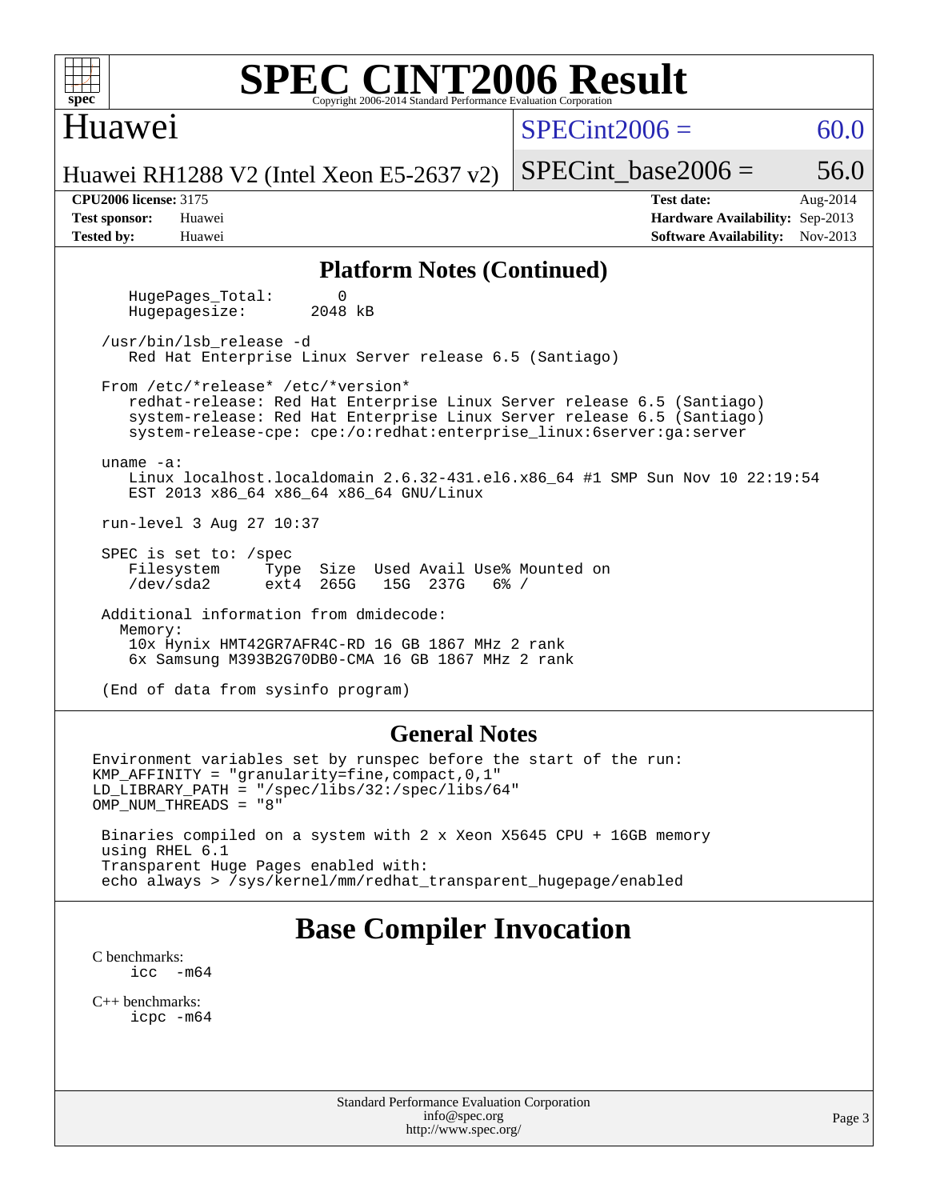# SPEC CINT2006 Result

Copyright 2006-2014 Standard Performance Evaluation Corporation

## Huawei

Huawei RH1288 V2 (Intel Xeon E5-2637 v2)

SPECint2006 = 60.0

SPECint_base2006 = 56.0

**CPU2006 license:** 3175
**Test sponsor:** Huawei
**Tested by:** Huawei

**Test date:** Aug-2014
**Hardware Availability:** Sep-2013
**Software Availability:** Nov-2013

## Platform Notes (Continued)

```
    HugePages_Total:       0
    Hugepagesize:       2048 kB

 /usr/bin/lsb_release -d
    Red Hat Enterprise Linux Server release 6.5 (Santiago)

 From /etc/*release* /etc/*version*
    redhat-release: Red Hat Enterprise Linux Server release 6.5 (Santiago)
    system-release: Red Hat Enterprise Linux Server release 6.5 (Santiago)
    system-release-cpe: cpe:/o:redhat:enterprise_linux:6server:ga:server

 uname -a:
    Linux localhost.localdomain 2.6.32-431.el6.x86_64 #1 SMP Sun Nov 10 22:19:54
    EST 2013 x86_64 x86_64 x86_64 GNU/Linux

 run-level 3 Aug 27 10:37

 SPEC is set to: /spec
    Filesystem     Type  Size  Used Avail Use% Mounted on
    /dev/sda2      ext4  265G   15G  237G   6% /

 Additional information from dmidecode:
   Memory:
    10x Hynix HMT42GR7AFR4C-RD 16 GB 1867 MHz 2 rank
    6x Samsung M393B2G70DB0-CMA 16 GB 1867 MHz 2 rank

 (End of data from sysinfo program)
```

## General Notes

```
Environment variables set by runspec before the start of the run:
KMP_AFFINITY = "granularity=fine,compact,0,1"
LD_LIBRARY_PATH = "/spec/libs/32:/spec/libs/64"
OMP_NUM_THREADS = "8"

 Binaries compiled on a system with 2 x Xeon X5645 CPU + 16GB memory
 using RHEL 6.1
 Transparent Huge Pages enabled with:
 echo always > /sys/kernel/mm/redhat_transparent_hugepage/enabled
```

## Base Compiler Invocation

C benchmarks:
icc -m64

C++ benchmarks:
icpc -m64

Standard Performance Evaluation Corporation
info@spec.org
http://www.spec.org/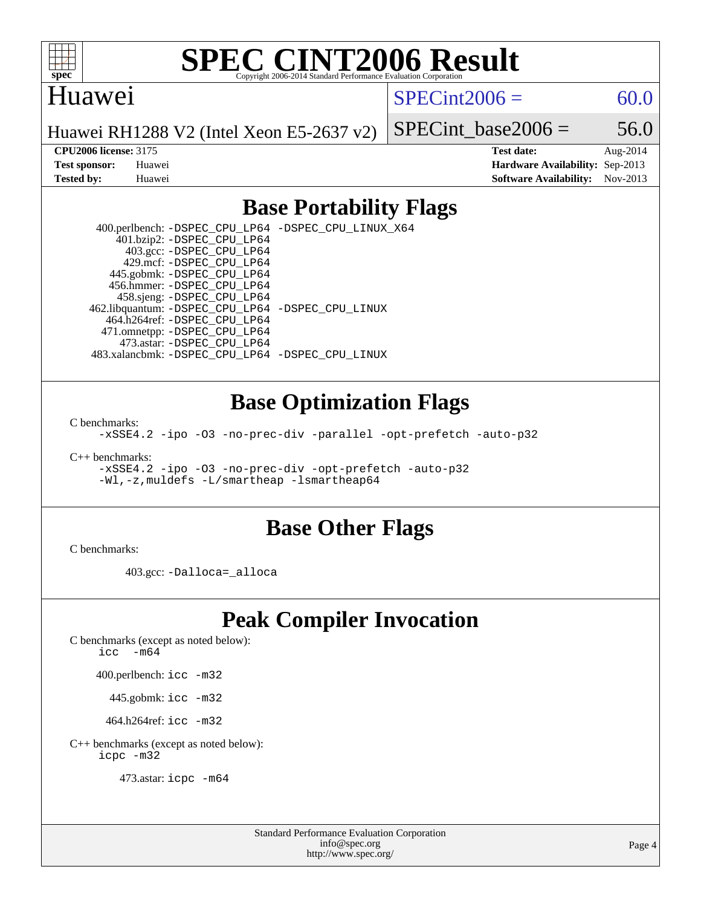# SPEC CINT2006 Result

Copyright 2006-2014 Standard Performance Evaluation Corporation

## Huawei

Huawei RH1288 V2 (Intel Xeon E5-2637 v2)

SPECint2006 = 60.0

SPECint_base2006 = 56.0

**CPU2006 license:** 3175
**Test sponsor:** Huawei
**Tested by:** Huawei

**Test date:** Aug-2014
**Hardware Availability:** Sep-2013
**Software Availability:** Nov-2013

## Base Portability Flags

400.perlbench: -DSPEC_CPU_LP64 -DSPEC_CPU_LINUX_X64
401.bzip2: -DSPEC_CPU_LP64
403.gcc: -DSPEC_CPU_LP64
429.mcf: -DSPEC_CPU_LP64
445.gobmk: -DSPEC_CPU_LP64
456.hmmer: -DSPEC_CPU_LP64
458.sjeng: -DSPEC_CPU_LP64
462.libquantum: -DSPEC_CPU_LP64 -DSPEC_CPU_LINUX
464.h264ref: -DSPEC_CPU_LP64
471.omnetpp: -DSPEC_CPU_LP64
473.astar: -DSPEC_CPU_LP64
483.xalancbmk: -DSPEC_CPU_LP64 -DSPEC_CPU_LINUX

## Base Optimization Flags

C benchmarks:
-xSSE4.2 -ipo -O3 -no-prec-div -parallel -opt-prefetch -auto-p32

C++ benchmarks:
-xSSE4.2 -ipo -O3 -no-prec-div -opt-prefetch -auto-p32
-Wl,-z,muldefs -L/smartheap -lsmartheap64

## Base Other Flags

C benchmarks:

403.gcc: -Dalloca=_alloca

## Peak Compiler Invocation

C benchmarks (except as noted below):
icc -m64

400.perlbench: icc -m32

445.gobmk: icc -m32

464.h264ref: icc -m32

C++ benchmarks (except as noted below):
icpc -m32

473.astar: icpc -m64

Standard Performance Evaluation Corporation
info@spec.org
http://www.spec.org/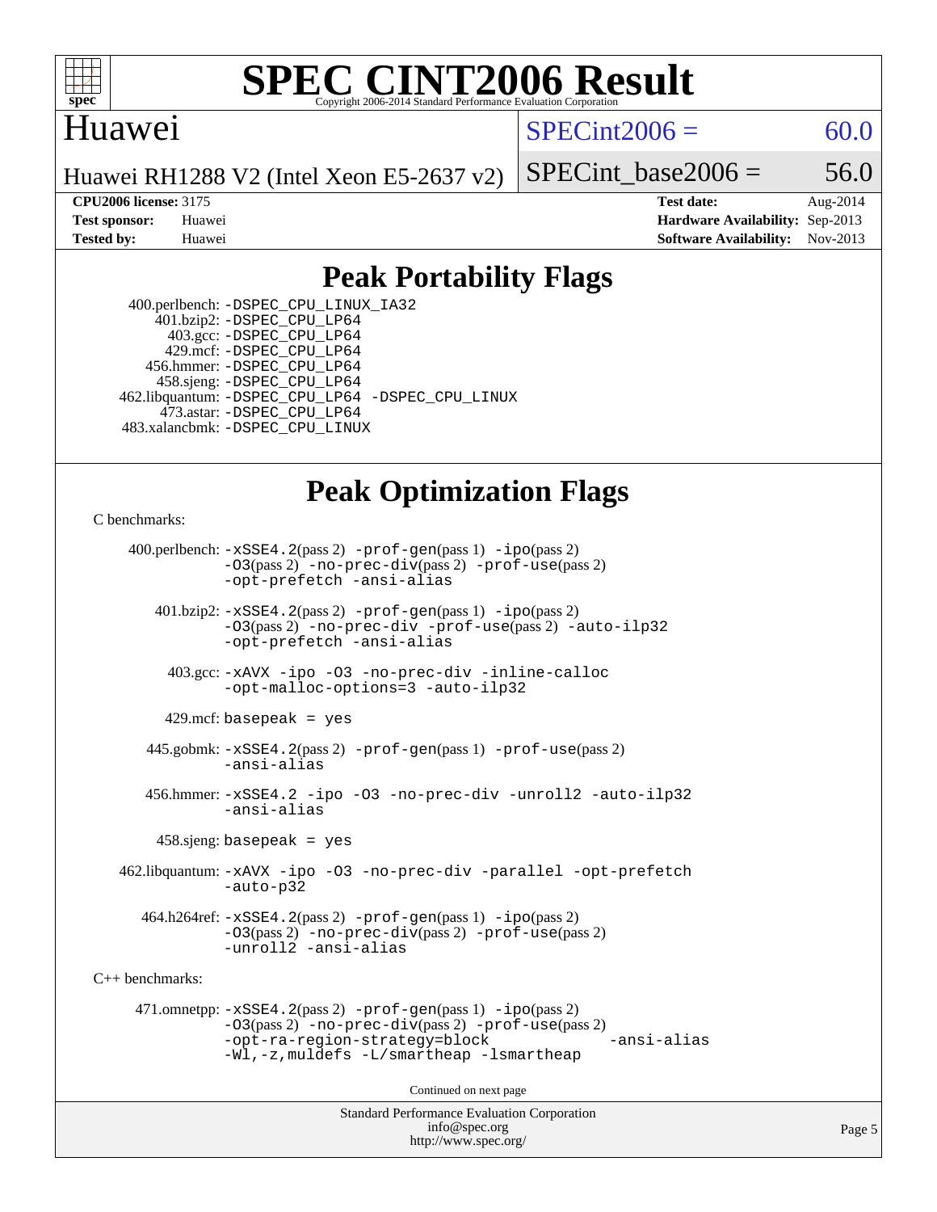# SPEC CINT2006 Result

Copyright 2006-2014 Standard Performance Evaluation Corporation

## Huawei

Huawei RH1288 V2 (Intel Xeon E5-2637 v2)

SPECint2006 = 60.0

SPECint_base2006 = 56.0

**CPU2006 license:** 3175
**Test sponsor:** Huawei
**Tested by:** Huawei

**Test date:** Aug-2014
**Hardware Availability:** Sep-2013
**Software Availability:** Nov-2013

## Peak Portability Flags

400.perlbench: -DSPEC_CPU_LINUX_IA32
401.bzip2: -DSPEC_CPU_LP64
403.gcc: -DSPEC_CPU_LP64
429.mcf: -DSPEC_CPU_LP64
456.hmmer: -DSPEC_CPU_LP64
458.sjeng: -DSPEC_CPU_LP64
462.libquantum: -DSPEC_CPU_LP64 -DSPEC_CPU_LINUX
473.astar: -DSPEC_CPU_LP64
483.xalancbmk: -DSPEC_CPU_LINUX

## Peak Optimization Flags

C benchmarks:

400.perlbench: -xSSE4.2(pass 2) -prof-gen(pass 1) -ipo(pass 2) -O3(pass 2) -no-prec-div(pass 2) -prof-use(pass 2) -opt-prefetch -ansi-alias

401.bzip2: -xSSE4.2(pass 2) -prof-gen(pass 1) -ipo(pass 2) -O3(pass 2) -no-prec-div -prof-use(pass 2) -auto-ilp32 -opt-prefetch -ansi-alias

403.gcc: -xAVX -ipo -O3 -no-prec-div -inline-calloc -opt-malloc-options=3 -auto-ilp32

429.mcf: basepeak = yes

445.gobmk: -xSSE4.2(pass 2) -prof-gen(pass 1) -prof-use(pass 2) -ansi-alias

456.hmmer: -xSSE4.2 -ipo -O3 -no-prec-div -unroll2 -auto-ilp32 -ansi-alias

458.sjeng: basepeak = yes

462.libquantum: -xAVX -ipo -O3 -no-prec-div -parallel -opt-prefetch -auto-p32

464.h264ref: -xSSE4.2(pass 2) -prof-gen(pass 1) -ipo(pass 2) -O3(pass 2) -no-prec-div(pass 2) -prof-use(pass 2) -unroll2 -ansi-alias

C++ benchmarks:

471.omnetpp: -xSSE4.2(pass 2) -prof-gen(pass 1) -ipo(pass 2) -O3(pass 2) -no-prec-div(pass 2) -prof-use(pass 2) -opt-ra-region-strategy=block -ansi-alias -Wl,-z,muldefs -L/smartheap -lsmartheap

Continued on next page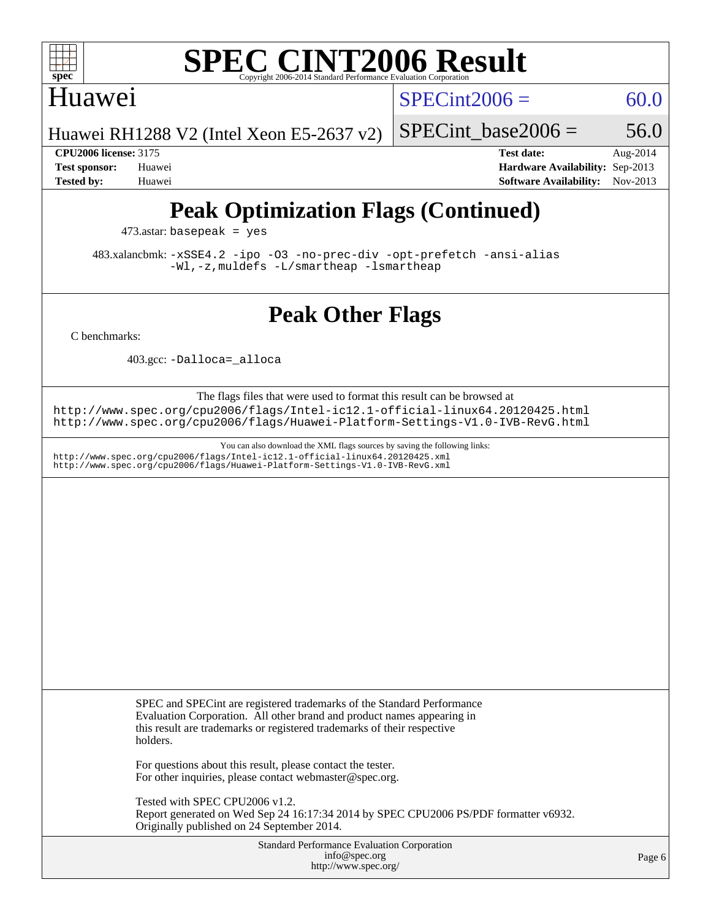# Peak Optimization Flags (Continued)

473.astar: basepeak = yes

483.xalancbmk: -xSSE4.2 -ipo -O3 -no-prec-div -opt-prefetch -ansi-alias -Wl,-z,muldefs -L/smartheap -lsmartheap

# Peak Other Flags

C benchmarks:

403.gcc: -Dalloca=_alloca

The flags files that were used to format this result can be browsed at
http://www.spec.org/cpu2006/flags/Intel-ic12.1-official-linux64.20120425.html
http://www.spec.org/cpu2006/flags/Huawei-Platform-Settings-V1.0-IVB-RevG.html

You can also download the XML flags sources by saving the following links:
http://www.spec.org/cpu2006/flags/Intel-ic12.1-official-linux64.20120425.xml
http://www.spec.org/cpu2006/flags/Huawei-Platform-Settings-V1.0-IVB-RevG.xml

SPEC and SPECint are registered trademarks of the Standard Performance Evaluation Corporation. All other brand and product names appearing in this result are trademarks or registered trademarks of their respective holders.

For questions about this result, please contact the tester.
For other inquiries, please contact webmaster@spec.org.

Tested with SPEC CPU2006 v1.2.
Report generated on Wed Sep 24 16:17:34 2014 by SPEC CPU2006 PS/PDF formatter v6932.
Originally published on 24 September 2014.